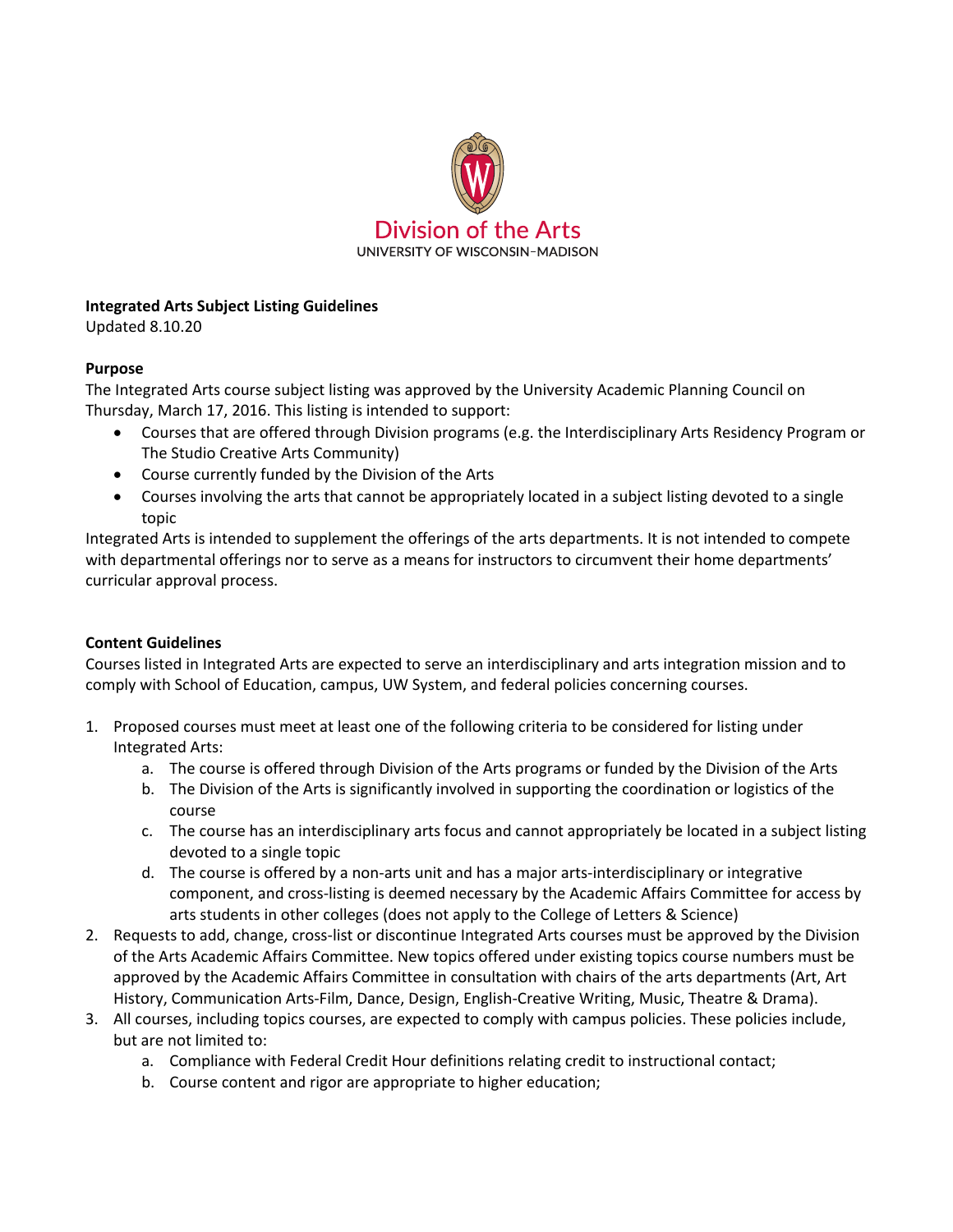Division of the Arts
UNIVERSITY OF WISCONSIN–MADISON

**Integrated Arts Subject Listing Guidelines**
Updated 8.10.20

**Purpose**
The Integrated Arts course subject listing was approved by the University Academic Planning Council on Thursday, March 17, 2016. This listing is intended to support:

- Courses that are offered through Division programs (e.g. the Interdisciplinary Arts Residency Program or The Studio Creative Arts Community)
- Course currently funded by the Division of the Arts
- Courses involving the arts that cannot be appropriately located in a subject listing devoted to a single topic

Integrated Arts is intended to supplement the offerings of the arts departments. It is not intended to compete with departmental offerings nor to serve as a means for instructors to circumvent their home departments' curricular approval process.

**Content Guidelines**
Courses listed in Integrated Arts are expected to serve an interdisciplinary and arts integration mission and to comply with School of Education, campus, UW System, and federal policies concerning courses.

1. Proposed courses must meet at least one of the following criteria to be considered for listing under Integrated Arts:
    a. The course is offered through Division of the Arts programs or funded by the Division of the Arts
    b. The Division of the Arts is significantly involved in supporting the coordination or logistics of the course
    c. The course has an interdisciplinary arts focus and cannot appropriately be located in a subject listing devoted to a single topic
    d. The course is offered by a non-arts unit and has a major arts-interdisciplinary or integrative component, and cross-listing is deemed necessary by the Academic Affairs Committee for access by arts students in other colleges (does not apply to the College of Letters & Science)
2. Requests to add, change, cross-list or discontinue Integrated Arts courses must be approved by the Division of the Arts Academic Affairs Committee. New topics offered under existing topics course numbers must be approved by the Academic Affairs Committee in consultation with chairs of the arts departments (Art, Art History, Communication Arts-Film, Dance, Design, English-Creative Writing, Music, Theatre & Drama).
3. All courses, including topics courses, are expected to comply with campus policies. These policies include, but are not limited to:
    a. Compliance with Federal Credit Hour definitions relating credit to instructional contact;
    b. Course content and rigor are appropriate to higher education;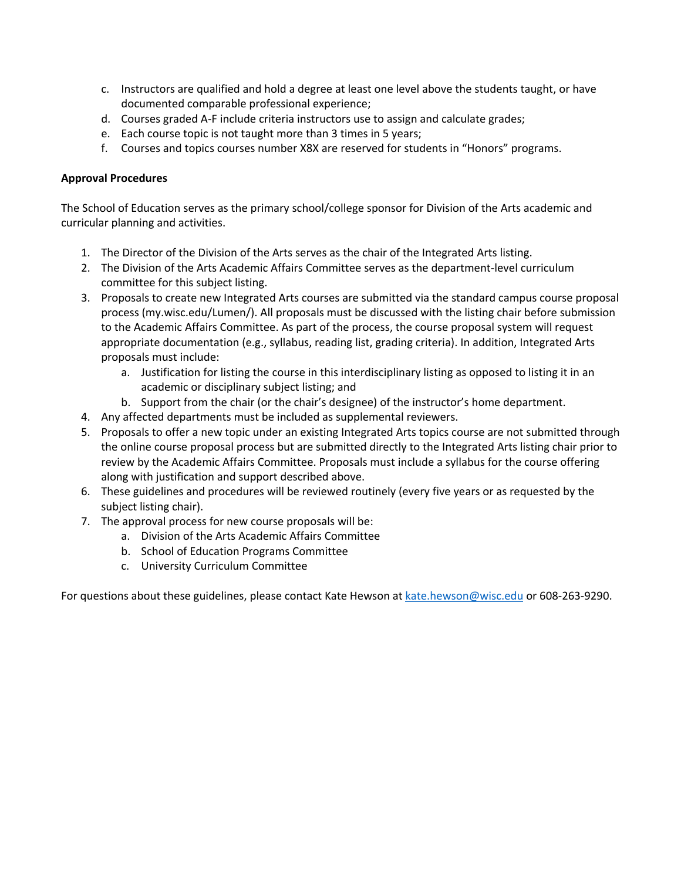c. Instructors are qualified and hold a degree at least one level above the students taught, or have documented comparable professional experience;
d. Courses graded A-F include criteria instructors use to assign and calculate grades;
e. Each course topic is not taught more than 3 times in 5 years;
f. Courses and topics courses number X8X are reserved for students in "Honors" programs.

**Approval Procedures**

The School of Education serves as the primary school/college sponsor for Division of the Arts academic and curricular planning and activities.

1. The Director of the Division of the Arts serves as the chair of the Integrated Arts listing.
2. The Division of the Arts Academic Affairs Committee serves as the department-level curriculum committee for this subject listing.
3. Proposals to create new Integrated Arts courses are submitted via the standard campus course proposal process (my.wisc.edu/Lumen/). All proposals must be discussed with the listing chair before submission to the Academic Affairs Committee. As part of the process, the course proposal system will request appropriate documentation (e.g., syllabus, reading list, grading criteria). In addition, Integrated Arts proposals must include:
    a. Justification for listing the course in this interdisciplinary listing as opposed to listing it in an academic or disciplinary subject listing; and
    b. Support from the chair (or the chair's designee) of the instructor's home department.
4. Any affected departments must be included as supplemental reviewers.
5. Proposals to offer a new topic under an existing Integrated Arts topics course are not submitted through the online course proposal process but are submitted directly to the Integrated Arts listing chair prior to review by the Academic Affairs Committee. Proposals must include a syllabus for the course offering along with justification and support described above.
6. These guidelines and procedures will be reviewed routinely (every five years or as requested by the subject listing chair).
7. The approval process for new course proposals will be:
    a. Division of the Arts Academic Affairs Committee
    b. School of Education Programs Committee
    c. University Curriculum Committee

For questions about these guidelines, please contact Kate Hewson at kate.hewson@wisc.edu or 608-263-9290.